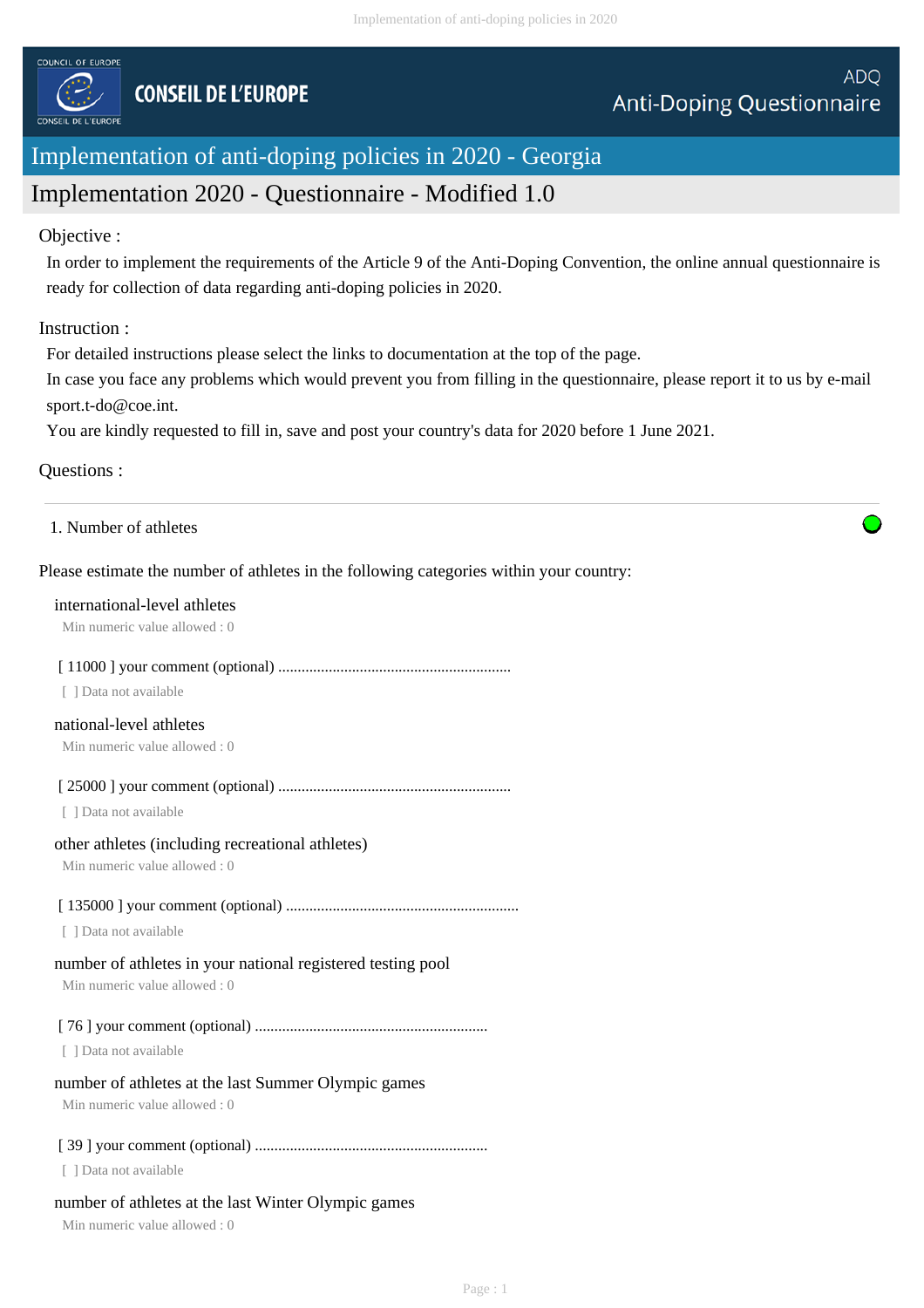COUNCIL OF EUROPE

CONSEIL DE L'EUROPE

ADQ
Anti-Doping Questionnaire

# Implementation of anti-doping policies in 2020 - Georgia

## Implementation 2020 - Questionnaire - Modified 1.0

Objective :

In order to implement the requirements of the Article 9 of the Anti-Doping Convention, the online annual questionnaire is ready for collection of data regarding anti-doping policies in 2020.

Instruction :

For detailed instructions please select the links to documentation at the top of the page.
In case you face any problems which would prevent you from filling in the questionnaire, please report it to us by e-mail sport.t-do@coe.int.
You are kindly requested to fill in, save and post your country's data for 2020 before 1 June 2021.

Questions :

---

1. Number of athletes

Please estimate the number of athletes in the following categories within your country:

international-level athletes
Min numeric value allowed : 0

[ 11000 ] your comment (optional) ............................................................
[ ] Data not available

national-level athletes
Min numeric value allowed : 0

[ 25000 ] your comment (optional) ............................................................
[ ] Data not available

other athletes (including recreational athletes)
Min numeric value allowed : 0

[ 135000 ] your comment (optional) ............................................................
[ ] Data not available

number of athletes in your national registered testing pool
Min numeric value allowed : 0

[ 76 ] your comment (optional) ............................................................
[ ] Data not available

number of athletes at the last Summer Olympic games
Min numeric value allowed : 0

[ 39 ] your comment (optional) ............................................................
[ ] Data not available

number of athletes at the last Winter Olympic games
Min numeric value allowed : 0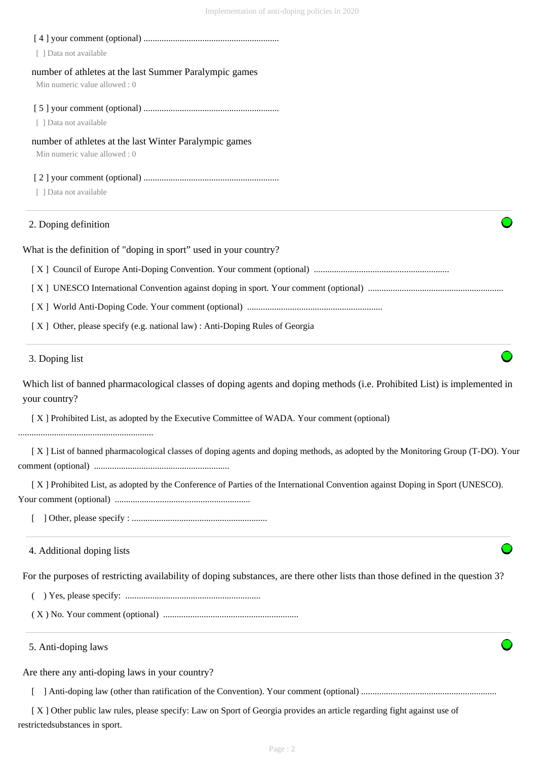[ 4 ] your comment (optional) ............................................................

[ ] Data not available

number of athletes at the last Summer Paralympic games

Min numeric value allowed : 0

[ 5 ] your comment (optional) ............................................................

[ ] Data not available

number of athletes at the last Winter Paralympic games

Min numeric value allowed : 0

[ 2 ] your comment (optional) ............................................................

[ ] Data not available

## 2. Doping definition

What is the definition of "doping in sport" used in your country?

[ X ] Council of Europe Anti-Doping Convention. Your comment (optional) ............................................................

[ X ] UNESCO International Convention against doping in sport. Your comment (optional) ............................................................

[ X ] World Anti-Doping Code. Your comment (optional) ............................................................

[ X ] Other, please specify (e.g. national law) : Anti-Doping Rules of Georgia

## 3. Doping list

Which list of banned pharmacological classes of doping agents and doping methods (i.e. Prohibited List) is implemented in your country?

[ X ] Prohibited List, as adopted by the Executive Committee of WADA. Your comment (optional) ............................................................

[ X ] List of banned pharmacological classes of doping agents and doping methods, as adopted by the Monitoring Group (T-DO). Your comment (optional) ............................................................

[ X ] Prohibited List, as adopted by the Conference of Parties of the International Convention against Doping in Sport (UNESCO). Your comment (optional) ............................................................

[ ] Other, please specify : ............................................................

## 4. Additional doping lists

For the purposes of restricting availability of doping substances, are there other lists than those defined in the question 3?

( ) Yes, please specify: ............................................................

( X ) No. Your comment (optional) ............................................................

## 5. Anti-doping laws

Are there any anti-doping laws in your country?

[ ] Anti-doping law (other than ratification of the Convention). Your comment (optional) ............................................................

[ X ] Other public law rules, please specify: Law on Sport of Georgia provides an article regarding fight against use of restrictedsubstances in sport.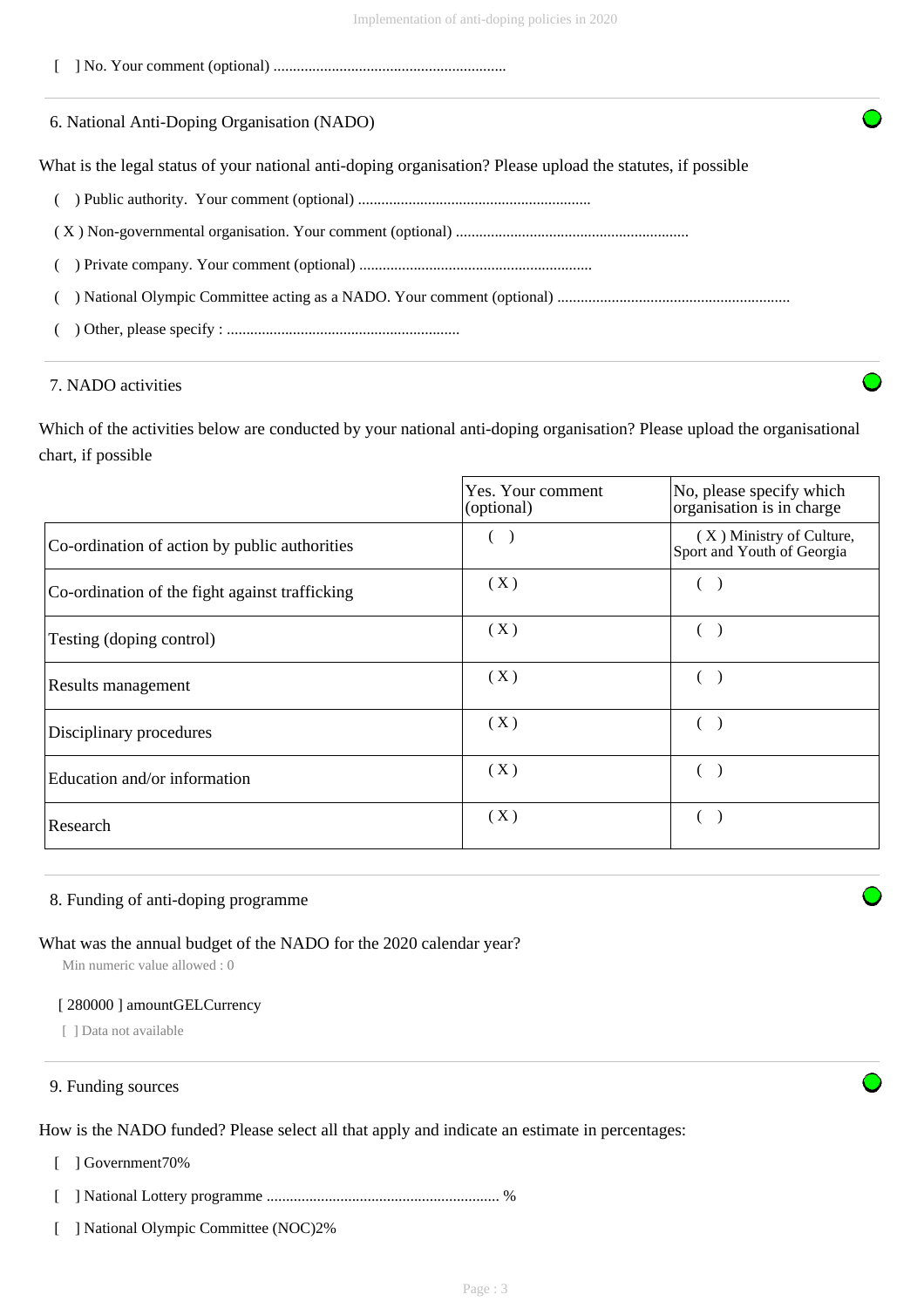[ ] No. Your comment (optional) ............................................................

## 6. National Anti-Doping Organisation (NADO)

What is the legal status of your national anti-doping organisation? Please upload the statutes, if possible

( ) Public authority. Your comment (optional) ............................................................

( X ) Non-governmental organisation. Your comment (optional) ............................................................

( ) Private company. Your comment (optional) ............................................................

( ) National Olympic Committee acting as a NADO. Your comment (optional) ............................................................

( ) Other, please specify : ............................................................

## 7. NADO activities

Which of the activities below are conducted by your national anti-doping organisation? Please upload the organisational chart, if possible

| | Yes. Your comment (optional) | No, please specify which organisation is in charge |
|---|---|---|
| Co-ordination of action by public authorities | ( ) | ( X ) Ministry of Culture, Sport and Youth of Georgia |
| Co-ordination of the fight against trafficking | ( X ) | ( ) |
| Testing (doping control) | ( X ) | ( ) |
| Results management | ( X ) | ( ) |
| Disciplinary procedures | ( X ) | ( ) |
| Education and/or information | ( X ) | ( ) |
| Research | ( X ) | ( ) |

## 8. Funding of anti-doping programme

What was the annual budget of the NADO for the 2020 calendar year?

Min numeric value allowed : 0

[ 280000 ] amountGELCurrency

[ ] Data not available

## 9. Funding sources

How is the NADO funded? Please select all that apply and indicate an estimate in percentages:

[ ] Government70%

[ ] National Lottery programme ............................................................ %

[ ] National Olympic Committee (NOC)2%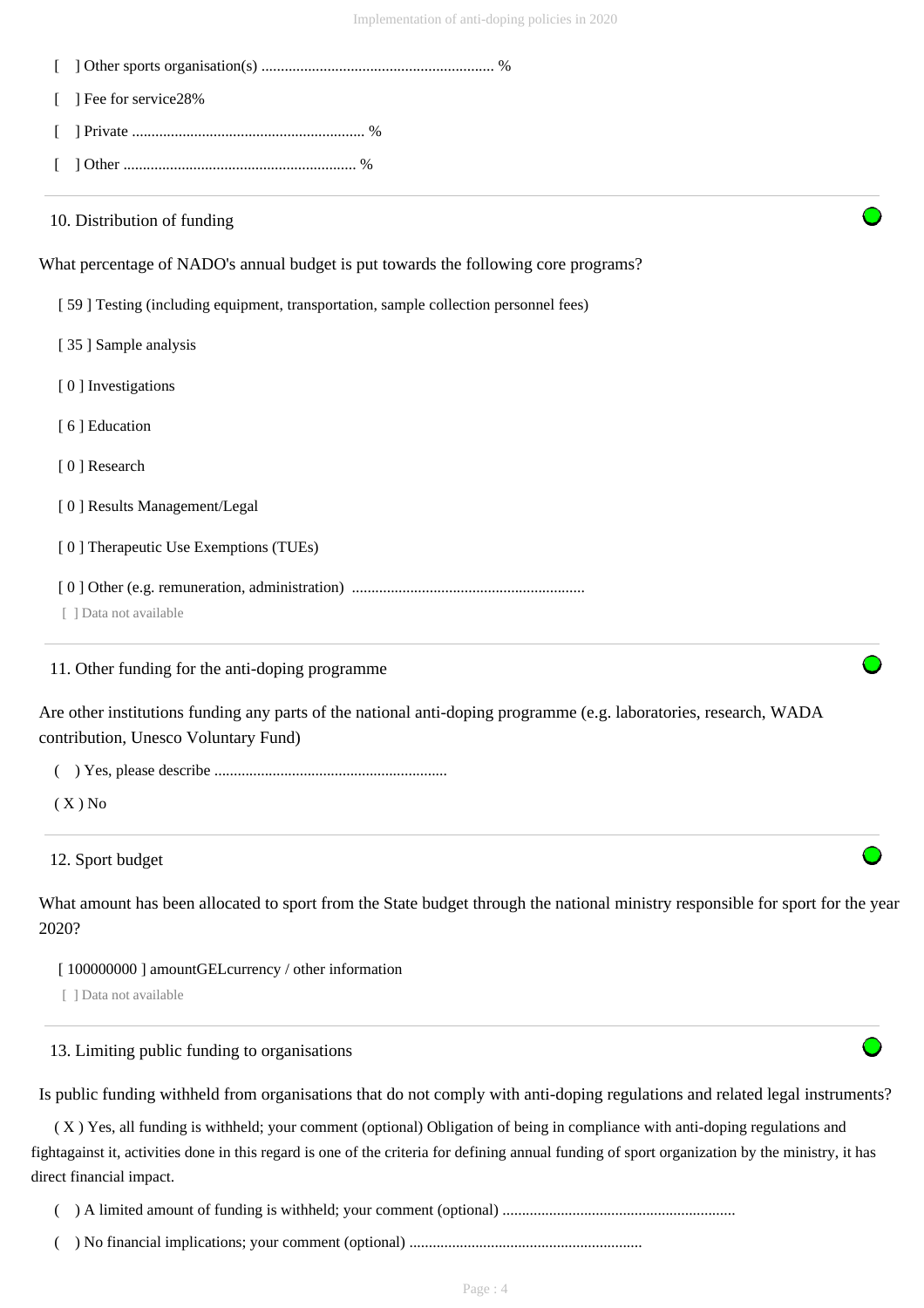[ ] Other sports organisation(s) ........................................................... %

[ ] Fee for service28%

[ ] Private ........................................................... %

[ ] Other ........................................................... %

10. Distribution of funding

What percentage of NADO's annual budget is put towards the following core programs?

[ 59 ] Testing (including equipment, transportation, sample collection personnel fees)

[ 35 ] Sample analysis

[ 0 ] Investigations

[ 6 ] Education

[ 0 ] Research

[ 0 ] Results Management/Legal

[ 0 ] Therapeutic Use Exemptions (TUEs)

[ 0 ] Other (e.g. remuneration, administration) ...........................................................

[ ] Data not available

11. Other funding for the anti-doping programme

Are other institutions funding any parts of the national anti-doping programme (e.g. laboratories, research, WADA contribution, Unesco Voluntary Fund)

( ) Yes, please describe ...........................................................

( X ) No

12. Sport budget

What amount has been allocated to sport from the State budget through the national ministry responsible for sport for the year 2020?

[ 100000000 ] amountGELcurrency / other information

[ ] Data not available

13. Limiting public funding to organisations

Is public funding withheld from organisations that do not comply with anti-doping regulations and related legal instruments?

( X ) Yes, all funding is withheld; your comment (optional) Obligation of being in compliance with anti-doping regulations and fightagainst it, activities done in this regard is one of the criteria for defining annual funding of sport organization by the ministry, it has direct financial impact.

( ) A limited amount of funding is withheld; your comment (optional) ...........................................................

( ) No financial implications; your comment (optional) ...........................................................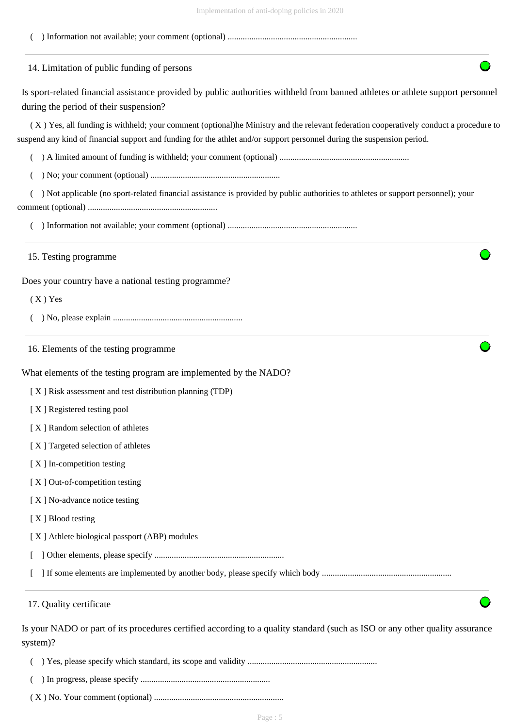( ) Information not available; your comment (optional) ............................................................

## 14. Limitation of public funding of persons

Is sport-related financial assistance provided by public authorities withheld from banned athletes or athlete support personnel during the period of their suspension?

( X ) Yes, all funding is withheld; your comment (optional)he Ministry and the relevant federation cooperatively conduct a procedure to suspend any kind of financial support and funding for the athlet and/or support personnel during the suspension period.

( ) A limited amount of funding is withheld; your comment (optional) ............................................................

( ) No; your comment (optional) ............................................................

( ) Not applicable (no sport-related financial assistance is provided by public authorities to athletes or support personnel); your comment (optional) ............................................................

( ) Information not available; your comment (optional) ............................................................

## 15. Testing programme

Does your country have a national testing programme?

( X ) Yes

( ) No, please explain ............................................................

## 16. Elements of the testing programme

What elements of the testing program are implemented by the NADO?

[ X ] Risk assessment and test distribution planning (TDP)

[ X ] Registered testing pool

[ X ] Random selection of athletes

[ X ] Targeted selection of athletes

[ X ] In-competition testing

[ X ] Out-of-competition testing

[ X ] No-advance notice testing

[ X ] Blood testing

[ X ] Athlete biological passport (ABP) modules

[ ] Other elements, please specify ............................................................

[ ] If some elements are implemented by another body, please specify which body ............................................................

## 17. Quality certificate

Is your NADO or part of its procedures certified according to a quality standard (such as ISO or any other quality assurance system)?

( ) Yes, please specify which standard, its scope and validity ............................................................

( ) In progress, please specify ............................................................

( X ) No. Your comment (optional) ............................................................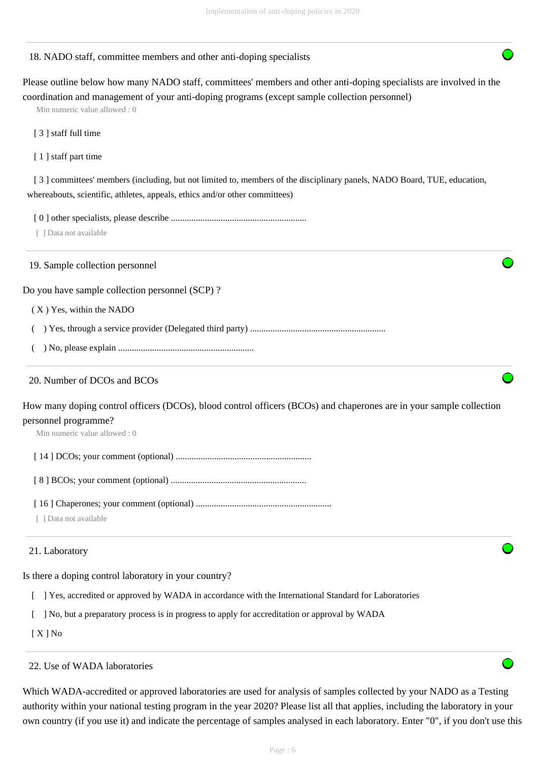### 18. NADO staff, committee members and other anti-doping specialists

Please outline below how many NADO staff, committees' members and other anti-doping specialists are involved in the coordination and management of your anti-doping programs (except sample collection personnel)

Min numeric value allowed : 0

[ 3 ] staff full time

[ 1 ] staff part time

[ 3 ] committees' members (including, but not limited to, members of the disciplinary panels, NADO Board, TUE, education, whereabouts, scientific, athletes, appeals, ethics and/or other committees)

[ 0 ] other specialists, please describe ............................................................

[ ] Data not available

### 19. Sample collection personnel

Do you have sample collection personnel (SCP) ?

( X ) Yes, within the NADO

(   ) Yes, through a service provider (Delegated third party) ............................................................

(   ) No, please explain ............................................................

### 20. Number of DCOs and BCOs

How many doping control officers (DCOs), blood control officers (BCOs) and chaperones are in your sample collection personnel programme?

Min numeric value allowed : 0

[ 14 ] DCOs; your comment (optional) ............................................................

[ 8 ] BCOs; your comment (optional) ............................................................

[ 16 ] Chaperones; your comment (optional) ............................................................

[ ] Data not available

### 21. Laboratory

Is there a doping control laboratory in your country?

[   ] Yes, accredited or approved by WADA in accordance with the International Standard for Laboratories

[   ] No, but a preparatory process is in progress to apply for accreditation or approval by WADA

[ X ] No

### 22. Use of WADA laboratories

Which WADA-accredited or approved laboratories are used for analysis of samples collected by your NADO as a Testing authority within your national testing program in the year 2020? Please list all that applies, including the laboratory in your own country (if you use it) and indicate the percentage of samples analysed in each laboratory. Enter "0", if you don't use this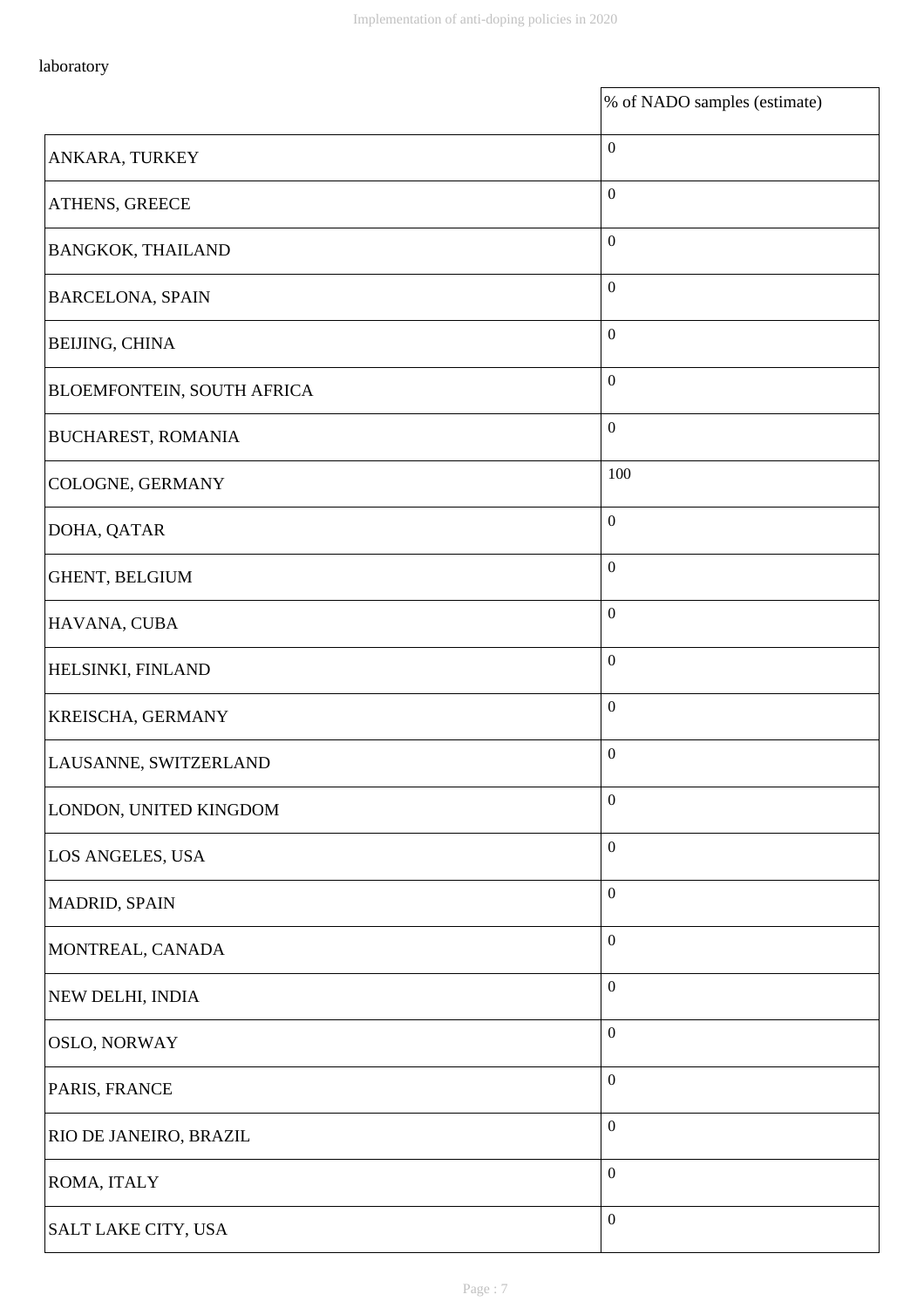laboratory

| | % of NADO samples (estimate) |
|---|---|
| ANKARA, TURKEY | 0 |
| ATHENS, GREECE | 0 |
| BANGKOK, THAILAND | 0 |
| BARCELONA, SPAIN | 0 |
| BEIJING, CHINA | 0 |
| BLOEMFONTEIN, SOUTH AFRICA | 0 |
| BUCHAREST, ROMANIA | 0 |
| COLOGNE, GERMANY | 100 |
| DOHA, QATAR | 0 |
| GHENT, BELGIUM | 0 |
| HAVANA, CUBA | 0 |
| HELSINKI, FINLAND | 0 |
| KREISCHA, GERMANY | 0 |
| LAUSANNE, SWITZERLAND | 0 |
| LONDON, UNITED KINGDOM | 0 |
| LOS ANGELES, USA | 0 |
| MADRID, SPAIN | 0 |
| MONTREAL, CANADA | 0 |
| NEW DELHI, INDIA | 0 |
| OSLO, NORWAY | 0 |
| PARIS, FRANCE | 0 |
| RIO DE JANEIRO, BRAZIL | 0 |
| ROMA, ITALY | 0 |
| SALT LAKE CITY, USA | 0 |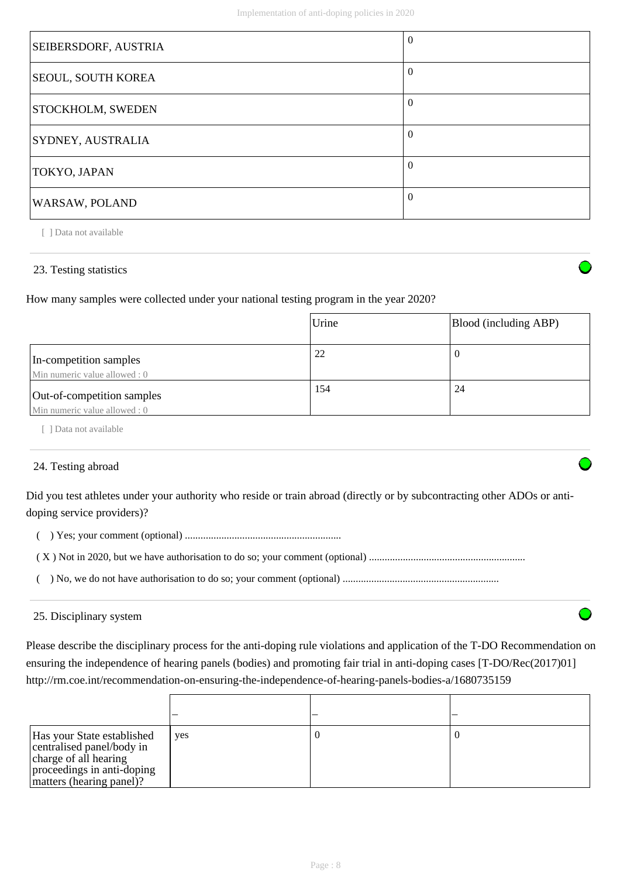| | |
|---|---|
| SEIBERSDORF, AUSTRIA | 0 |
| SEOUL, SOUTH KOREA | 0 |
| STOCKHOLM, SWEDEN | 0 |
| SYDNEY, AUSTRALIA | 0 |
| TOKYO, JAPAN | 0 |
| WARSAW, POLAND | 0 |

[ ] Data not available

## 23. Testing statistics

How many samples were collected under your national testing program in the year 2020?

| | Urine | Blood (including ABP) |
|---|---|---|
| In-competition samples<br>Min numeric value allowed : 0 | 22 | 0 |
| Out-of-competition samples<br>Min numeric value allowed : 0 | 154 | 24 |

[ ] Data not available

## 24. Testing abroad

Did you test athletes under your authority who reside or train abroad (directly or by subcontracting other ADOs or anti-doping service providers)?

( ) Yes; your comment (optional) ............................................................

( X ) Not in 2020, but we have authorisation to do so; your comment (optional) ............................................................

( ) No, we do not have authorisation to do so; your comment (optional) ............................................................

## 25. Disciplinary system

Please describe the disciplinary process for the anti-doping rule violations and application of the T-DO Recommendation on ensuring the independence of hearing panels (bodies) and promoting fair trial in anti-doping cases [T-DO/Rec(2017)01] http://rm.coe.int/recommendation-on-ensuring-the-independence-of-hearing-panels-bodies-a/1680735159

| | – | – | – |
|---|---|---|---|
| Has your State established centralised panel/body in charge of all hearing proceedings in anti-doping matters (hearing panel)? | yes | 0 | 0 |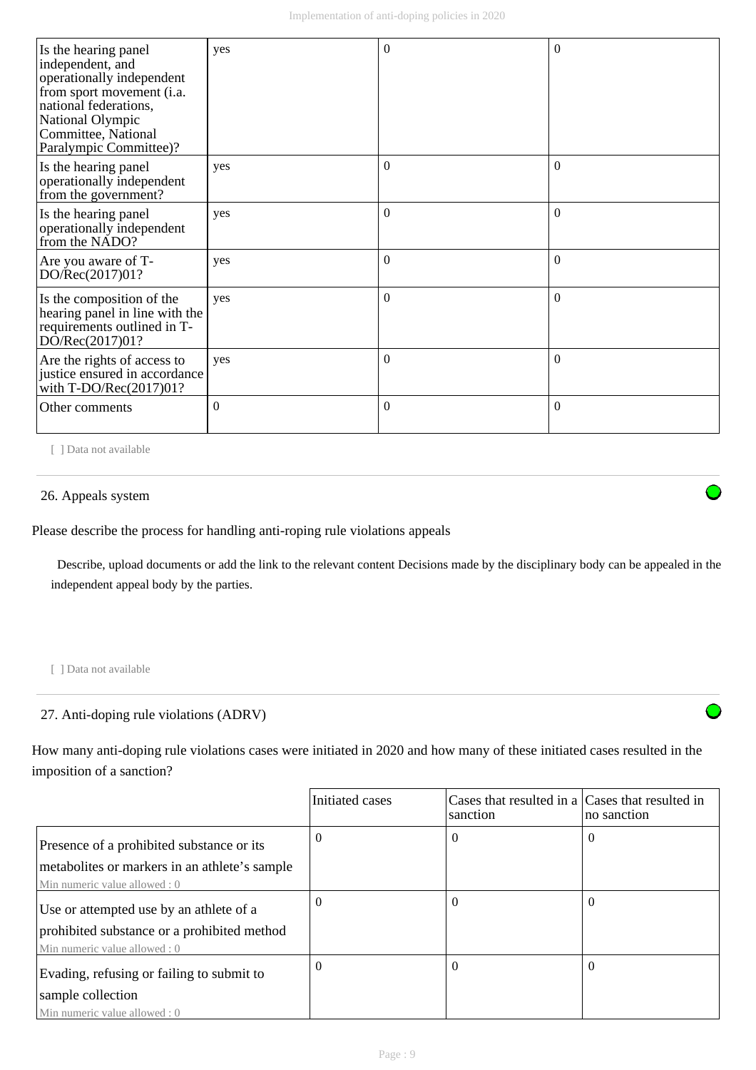| Is the hearing panel independent, and operationally independent from sport movement (i.a. national federations, National Olympic Committee, National Paralympic Committee)? | yes | 0 | 0 |
|---|---|---|---|
| Is the hearing panel operationally independent from the government? | yes | 0 | 0 |
| Is the hearing panel operationally independent from the NADO? | yes | 0 | 0 |
| Are you aware of T-DO/Rec(2017)01? | yes | 0 | 0 |
| Is the composition of the hearing panel in line with the requirements outlined in T-DO/Rec(2017)01? | yes | 0 | 0 |
| Are the rights of access to justice ensured in accordance with T-DO/Rec(2017)01? | yes | 0 | 0 |
| Other comments | 0 | 0 | 0 |

[ ] Data not available

## 26. Appeals system

Please describe the process for handling anti-roping rule violations appeals

Describe, upload documents or add the link to the relevant content Decisions made by the disciplinary body can be appealed in the independent appeal body by the parties.

[ ] Data not available

## 27. Anti-doping rule violations (ADRV)

How many anti-doping rule violations cases were initiated in 2020 and how many of these initiated cases resulted in the imposition of a sanction?

| | Initiated cases | Cases that resulted in a sanction | Cases that resulted in no sanction |
|---|---|---|---|
| Presence of a prohibited substance or its metabolites or markers in an athlete's sample<br>Min numeric value allowed : 0 | 0 | 0 | 0 |
| Use or attempted use by an athlete of a prohibited substance or a prohibited method<br>Min numeric value allowed : 0 | 0 | 0 | 0 |
| Evading, refusing or failing to submit to sample collection<br>Min numeric value allowed : 0 | 0 | 0 | 0 |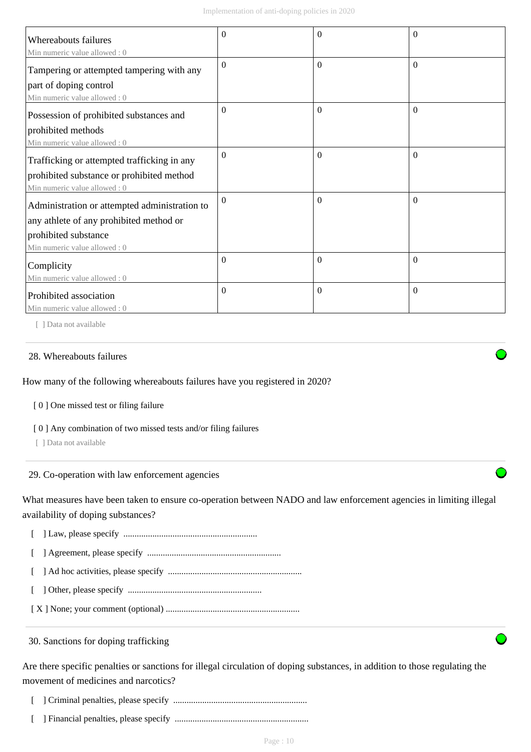| | | | |
|---|---|---|---|
| Whereabouts failures<br>Min numeric value allowed : 0 | 0 | 0 | 0 |
| Tampering or attempted tampering with any part of doping control<br>Min numeric value allowed : 0 | 0 | 0 | 0 |
| Possession of prohibited substances and prohibited methods<br>Min numeric value allowed : 0 | 0 | 0 | 0 |
| Trafficking or attempted trafficking in any prohibited substance or prohibited method<br>Min numeric value allowed : 0 | 0 | 0 | 0 |
| Administration or attempted administration to any athlete of any prohibited method or prohibited substance<br>Min numeric value allowed : 0 | 0 | 0 | 0 |
| Complicity<br>Min numeric value allowed : 0 | 0 | 0 | 0 |
| Prohibited association<br>Min numeric value allowed : 0 | 0 | 0 | 0 |

[ ] Data not available

28. Whereabouts failures

How many of the following whereabouts failures have you registered in 2020?

[ 0 ] One missed test or filing failure

[ 0 ] Any combination of two missed tests and/or filing failures

[ ] Data not available

29. Co-operation with law enforcement agencies

What measures have been taken to ensure co-operation between NADO and law enforcement agencies in limiting illegal availability of doping substances?

[ ] Law, please specify ............................................................

[ ] Agreement, please specify ............................................................

[ ] Ad hoc activities, please specify ............................................................

[ ] Other, please specify ............................................................

[ X ] None; your comment (optional) ............................................................

30. Sanctions for doping trafficking

Are there specific penalties or sanctions for illegal circulation of doping substances, in addition to those regulating the movement of medicines and narcotics?

[ ] Criminal penalties, please specify ............................................................

[ ] Financial penalties, please specify ............................................................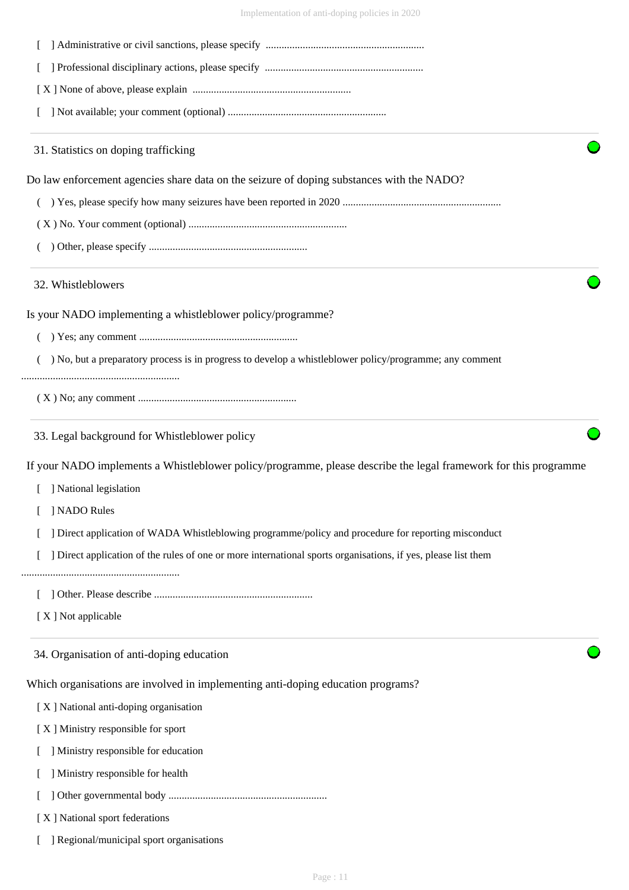[ ] Administrative or civil sanctions, please specify ............................................................

[ ] Professional disciplinary actions, please specify ............................................................

[ X ] None of above, please explain ............................................................

[ ] Not available; your comment (optional) ............................................................

## 31. Statistics on doping trafficking

Do law enforcement agencies share data on the seizure of doping substances with the NADO?

( ) Yes, please specify how many seizures have been reported in 2020 ............................................................

( X ) No. Your comment (optional) ............................................................

( ) Other, please specify ............................................................

## 32. Whistleblowers

Is your NADO implementing a whistleblower policy/programme?

( ) Yes; any comment ............................................................

( ) No, but a preparatory process is in progress to develop a whistleblower policy/programme; any comment ............................................................

( X ) No; any comment ............................................................

## 33. Legal background for Whistleblower policy

If your NADO implements a Whistleblower policy/programme, please describe the legal framework for this programme

[ ] National legislation

[ ] NADO Rules

[ ] Direct application of WADA Whistleblowing programme/policy and procedure for reporting misconduct

[ ] Direct application of the rules of one or more international sports organisations, if yes, please list them ............................................................

[ ] Other. Please describe ............................................................

[ X ] Not applicable

## 34. Organisation of anti-doping education

Which organisations are involved in implementing anti-doping education programs?

[ X ] National anti-doping organisation

[ X ] Ministry responsible for sport

[ ] Ministry responsible for education

[ ] Ministry responsible for health

[ ] Other governmental body ............................................................

[ X ] National sport federations

[ ] Regional/municipal sport organisations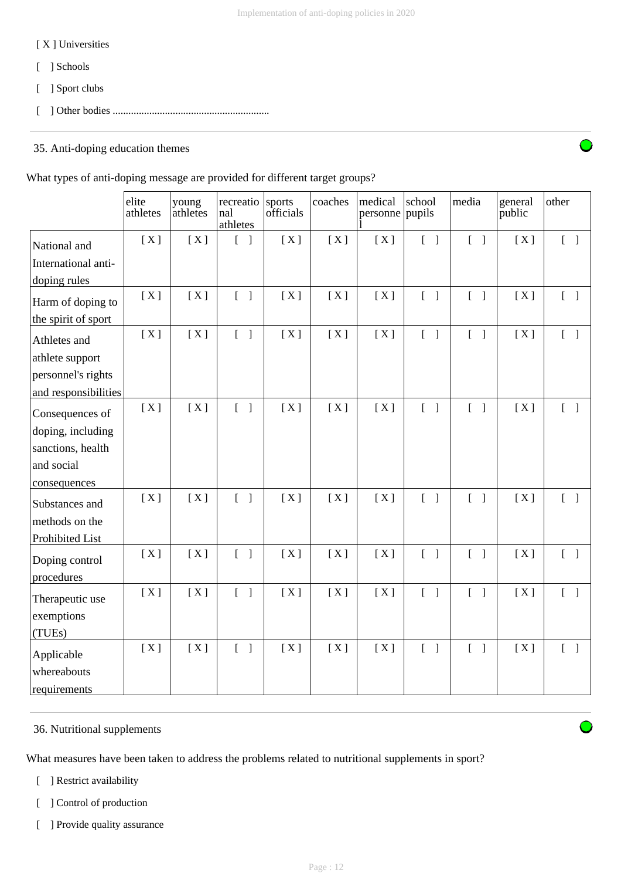[ X ] Universities

[ ] Schools

[ ] Sport clubs

[ ] Other bodies ............................................................

35. Anti-doping education themes

What types of anti-doping message are provided for different target groups?

| | elite athletes | young athletes | recreational athletes | sports officials | coaches | medical personnel | school pupils | media | general public | other |
|---|---|---|---|---|---|---|---|---|---|---|
| National and International anti-doping rules | [ X ] | [ X ] | [ ] | [ X ] | [ X ] | [ X ] | [ ] | [ ] | [ X ] | [ ] |
| Harm of doping to the spirit of sport | [ X ] | [ X ] | [ ] | [ X ] | [ X ] | [ X ] | [ ] | [ ] | [ X ] | [ ] |
| Athletes and athlete support personnel's rights and responsibilities | [ X ] | [ X ] | [ ] | [ X ] | [ X ] | [ X ] | [ ] | [ ] | [ X ] | [ ] |
| Consequences of doping, including sanctions, health and social consequences | [ X ] | [ X ] | [ ] | [ X ] | [ X ] | [ X ] | [ ] | [ ] | [ X ] | [ ] |
| Substances and methods on the Prohibited List | [ X ] | [ X ] | [ ] | [ X ] | [ X ] | [ X ] | [ ] | [ ] | [ X ] | [ ] |
| Doping control procedures | [ X ] | [ X ] | [ ] | [ X ] | [ X ] | [ X ] | [ ] | [ ] | [ X ] | [ ] |
| Therapeutic use exemptions (TUEs) | [ X ] | [ X ] | [ ] | [ X ] | [ X ] | [ X ] | [ ] | [ ] | [ X ] | [ ] |
| Applicable whereabouts requirements | [ X ] | [ X ] | [ ] | [ X ] | [ X ] | [ X ] | [ ] | [ ] | [ X ] | [ ] |

36. Nutritional supplements

What measures have been taken to address the problems related to nutritional supplements in sport?

[ ] Restrict availability

[ ] Control of production

[ ] Provide quality assurance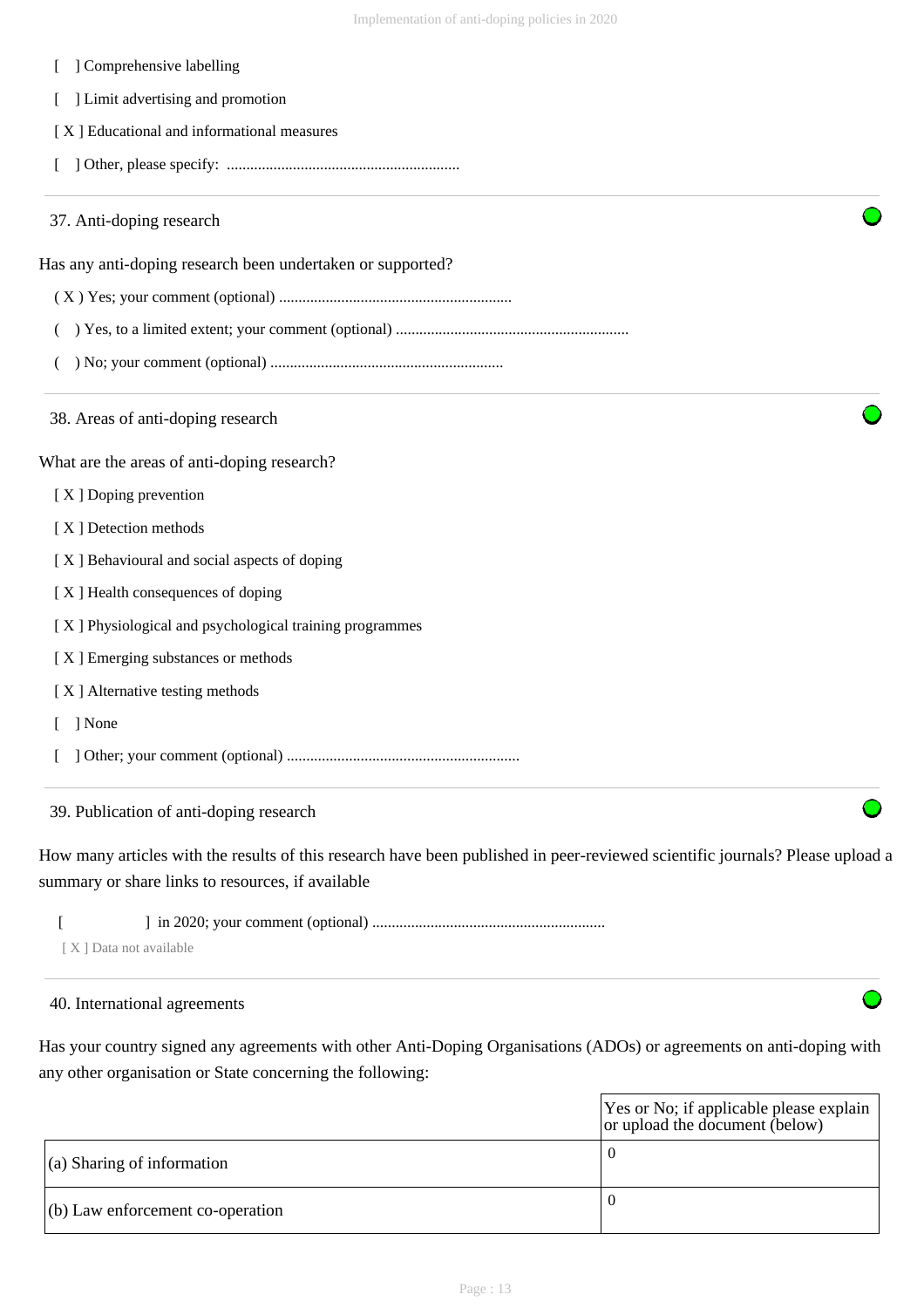[ ] Comprehensive labelling

[ ] Limit advertising and promotion

[ X ] Educational and informational measures

[ ] Other, please specify: ............................................................

### 37. Anti-doping research

Has any anti-doping research been undertaken or supported?

( X ) Yes; your comment (optional) ............................................................

( ) Yes, to a limited extent; your comment (optional) ............................................................

( ) No; your comment (optional) ............................................................

### 38. Areas of anti-doping research

What are the areas of anti-doping research?

[ X ] Doping prevention

[ X ] Detection methods

[ X ] Behavioural and social aspects of doping

[ X ] Health consequences of doping

[ X ] Physiological and psychological training programmes

[ X ] Emerging substances or methods

[ X ] Alternative testing methods

[ ] None

[ ] Other; your comment (optional) ............................................................

### 39. Publication of anti-doping research

How many articles with the results of this research have been published in peer-reviewed scientific journals? Please upload a summary or share links to resources, if available

[ ] in 2020; your comment (optional) ............................................................

[ X ] Data not available

### 40. International agreements

Has your country signed any agreements with other Anti-Doping Organisations (ADOs) or agreements on anti-doping with any other organisation or State concerning the following:

| | Yes or No; if applicable please explain or upload the document (below) |
|---|---|
| (a) Sharing of information | 0 |
| (b) Law enforcement co-operation | 0 |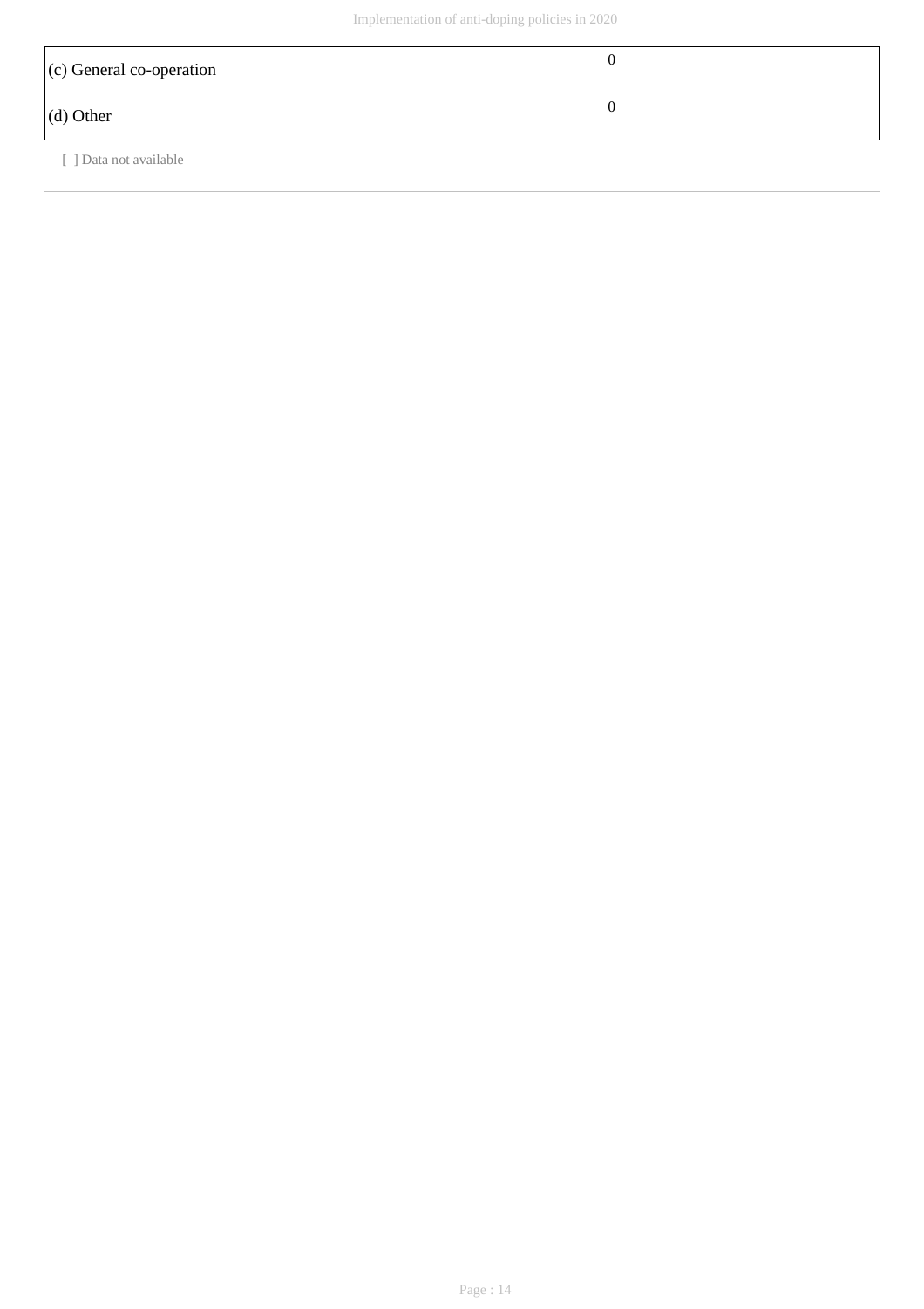| | |
|---|---|
| (c) General co-operation | 0 |
| (d) Other | 0 |

[ ] Data not available